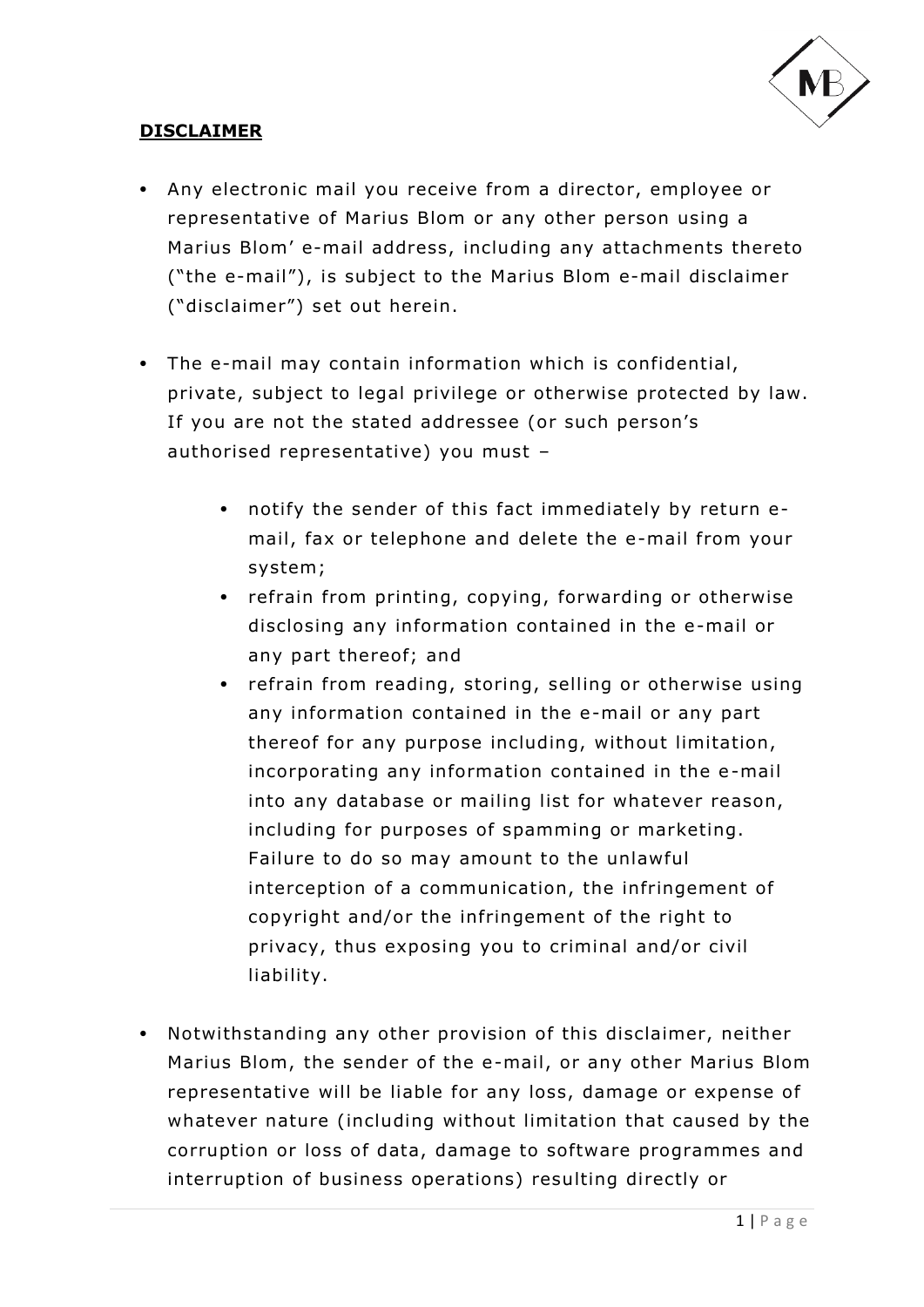**DISCLAIMER**

- Any electronic mail you receive from a director, employee or representative of Marius Blom or any other person using a Marius Blom' e-mail address, including any attachments thereto ("the e-mail"), is subject to the Marius Blom e-mail disclaimer ("disclaimer") set out herein.

- The e-mail may contain information which is confidential, private, subject to legal privilege or otherwise protected by law. If you are not the stated addressee (or such person's authorised representative) you must –

    - notify the sender of this fact immediately by return e-mail, fax or telephone and delete the e-mail from your system;
    - refrain from printing, copying, forwarding or otherwise disclosing any information contained in the e-mail or any part thereof; and
    - refrain from reading, storing, selling or otherwise using any information contained in the e-mail or any part thereof for any purpose including, without limitation, incorporating any information contained in the e-mail into any database or mailing list for whatever reason, including for purposes of spamming or marketing. Failure to do so may amount to the unlawful interception of a communication, the infringement of copyright and/or the infringement of the right to privacy, thus exposing you to criminal and/or civil liability.

- Notwithstanding any other provision of this disclaimer, neither Marius Blom, the sender of the e-mail, or any other Marius Blom representative will be liable for any loss, damage or expense of whatever nature (including without limitation that caused by the corruption or loss of data, damage to software programmes and interruption of business operations) resulting directly or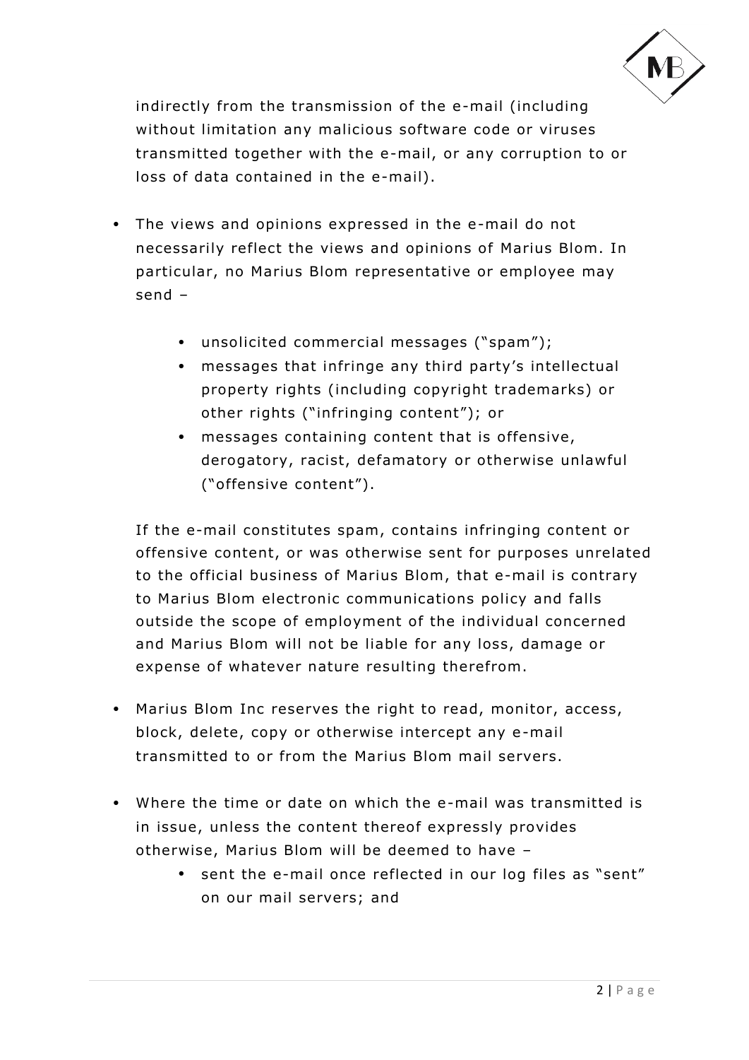indirectly from the transmission of the e-mail (including without limitation any malicious software code or viruses transmitted together with the e-mail, or any corruption to or loss of data contained in the e-mail).

- The views and opinions expressed in the e-mail do not necessarily reflect the views and opinions of Marius Blom. In particular, no Marius Blom representative or employee may send –

    - unsolicited commercial messages ("spam");
    - messages that infringe any third party's intellectual property rights (including copyright trademarks) or other rights ("infringing content"); or
    - messages containing content that is offensive, derogatory, racist, defamatory or otherwise unlawful ("offensive content").

  If the e-mail constitutes spam, contains infringing content or offensive content, or was otherwise sent for purposes unrelated to the official business of Marius Blom, that e-mail is contrary to Marius Blom electronic communications policy and falls outside the scope of employment of the individual concerned and Marius Blom will not be liable for any loss, damage or expense of whatever nature resulting therefrom.

- Marius Blom Inc reserves the right to read, monitor, access, block, delete, copy or otherwise intercept any e-mail transmitted to or from the Marius Blom mail servers.

- Where the time or date on which the e-mail was transmitted is in issue, unless the content thereof expressly provides otherwise, Marius Blom will be deemed to have –
    - sent the e-mail once reflected in our log files as "sent" on our mail servers; and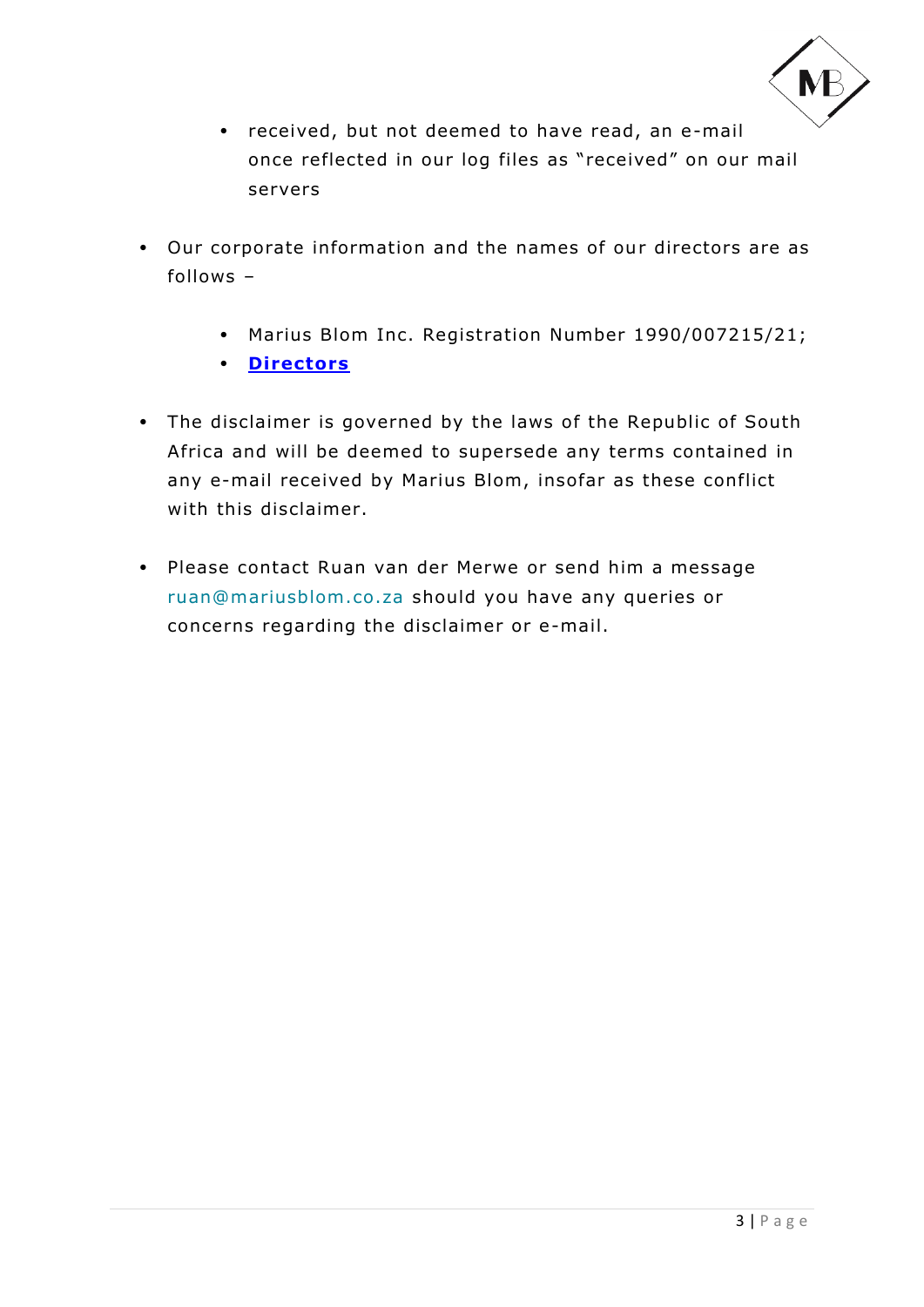- received, but not deemed to have read, an e-mail once reflected in our log files as "received" on our mail servers

- Our corporate information and the names of our directors are as follows –

  - Marius Blom Inc. Registration Number 1990/007215/21;
  - **Directors**

- The disclaimer is governed by the laws of the Republic of South Africa and will be deemed to supersede any terms contained in any e-mail received by Marius Blom, insofar as these conflict with this disclaimer.

- Please contact Ruan van der Merwe or send him a message ruan@mariusblom.co.za should you have any queries or concerns regarding the disclaimer or e-mail.